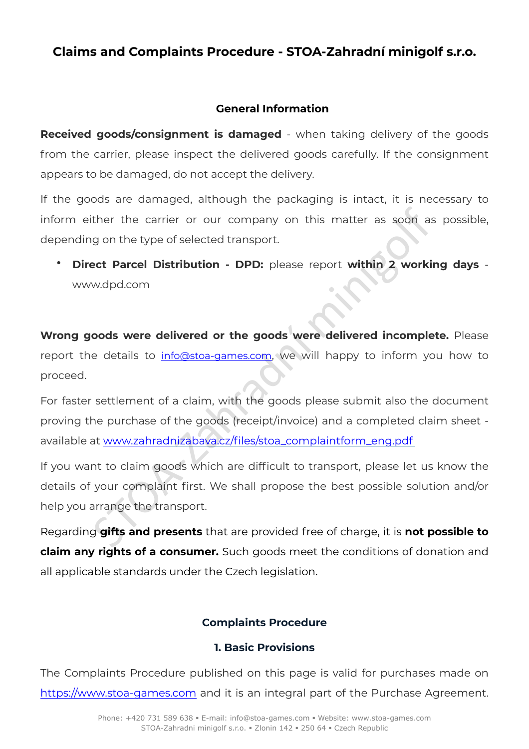# Claims and Complaints Procedure - STOA-Zahradní minigolf s.r.o.

## General Information

**Received goods/consignment is damaged** - when taking delivery of the goods from the carrier, please inspect the delivered goods carefully. If the consignment appears to be damaged, do not accept the delivery.

If the goods are damaged, although the packaging is intact, it is necessary to inform either the carrier or our company on this matter as soon as possible, depending on the type of selected transport.

- **Direct Parcel Distribution - DPD:** please report **within 2 working days** - www.dpd.com

**Wrong goods were delivered or the goods were delivered incomplete.** Please report the details to info@stoa-games.com, we will happy to inform you how to proceed.

For faster settlement of a claim, with the goods please submit also the document proving the purchase of the goods (receipt/invoice) and a completed claim sheet - available at www.zahradnizabava.cz/files/stoa_complaintform_eng.pdf

If you want to claim goods which are difficult to transport, please let us know the details of your complaint first. We shall propose the best possible solution and/or help you arrange the transport.

Regarding **gifts and presents** that are provided free of charge, it is **not possible to claim any rights of a consumer.** Such goods meet the conditions of donation and all applicable standards under the Czech legislation.

## Complaints Procedure

### 1. Basic Provisions

The Complaints Procedure published on this page is valid for purchases made on https://www.stoa-games.com and it is an integral part of the Purchase Agreement.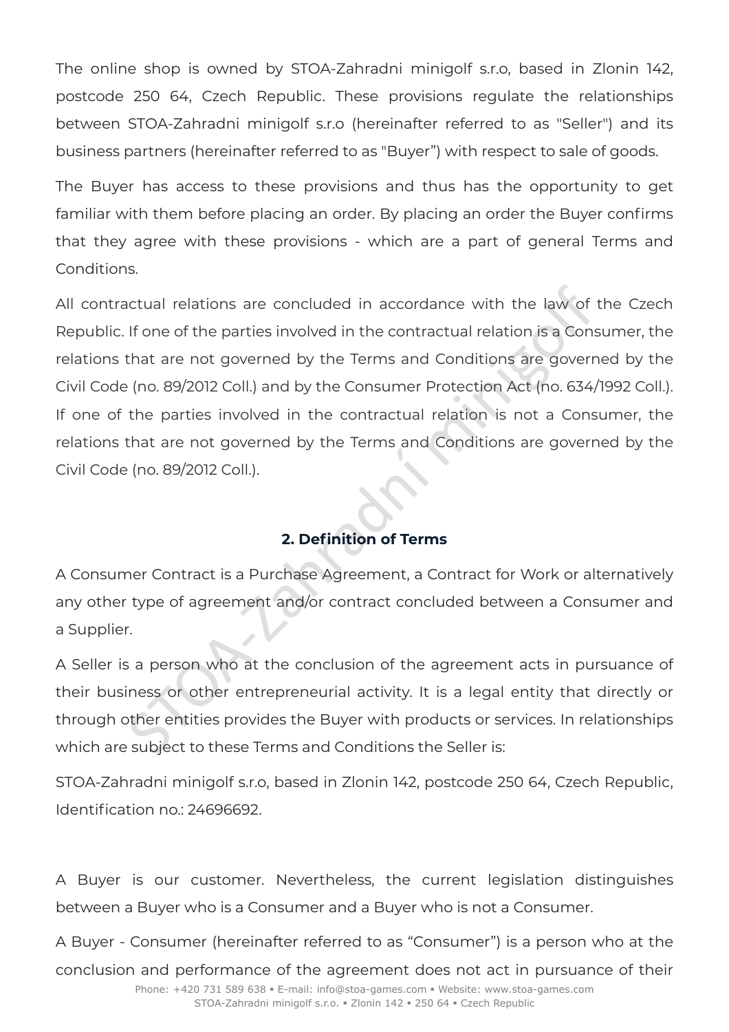The online shop is owned by STOA-Zahradni minigolf s.r.o, based in Zlonin 142, postcode 250 64, Czech Republic. These provisions regulate the relationships between STOA-Zahradni minigolf s.r.o (hereinafter referred to as "Seller") and its business partners (hereinafter referred to as "Buyer") with respect to sale of goods.

The Buyer has access to these provisions and thus has the opportunity to get familiar with them before placing an order. By placing an order the Buyer confirms that they agree with these provisions - which are a part of general Terms and Conditions.

All contractual relations are concluded in accordance with the law of the Czech Republic. If one of the parties involved in the contractual relation is a Consumer, the relations that are not governed by the Terms and Conditions are governed by the Civil Code (no. 89/2012 Coll.) and by the Consumer Protection Act (no. 634/1992 Coll.). If one of the parties involved in the contractual relation is not a Consumer, the relations that are not governed by the Terms and Conditions are governed by the Civil Code (no. 89/2012 Coll.).

## 2. Definition of Terms

A Consumer Contract is a Purchase Agreement, a Contract for Work or alternatively any other type of agreement and/or contract concluded between a Consumer and a Supplier.

A Seller is a person who at the conclusion of the agreement acts in pursuance of their business or other entrepreneurial activity. It is a legal entity that directly or through other entities provides the Buyer with products or services. In relationships which are subject to these Terms and Conditions the Seller is:

STOA-Zahradni minigolf s.r.o, based in Zlonin 142, postcode 250 64, Czech Republic, Identification no.: 24696692.

A Buyer is our customer. Nevertheless, the current legislation distinguishes between a Buyer who is a Consumer and a Buyer who is not a Consumer.

A Buyer - Consumer (hereinafter referred to as "Consumer") is a person who at the conclusion and performance of the agreement does not act in pursuance of their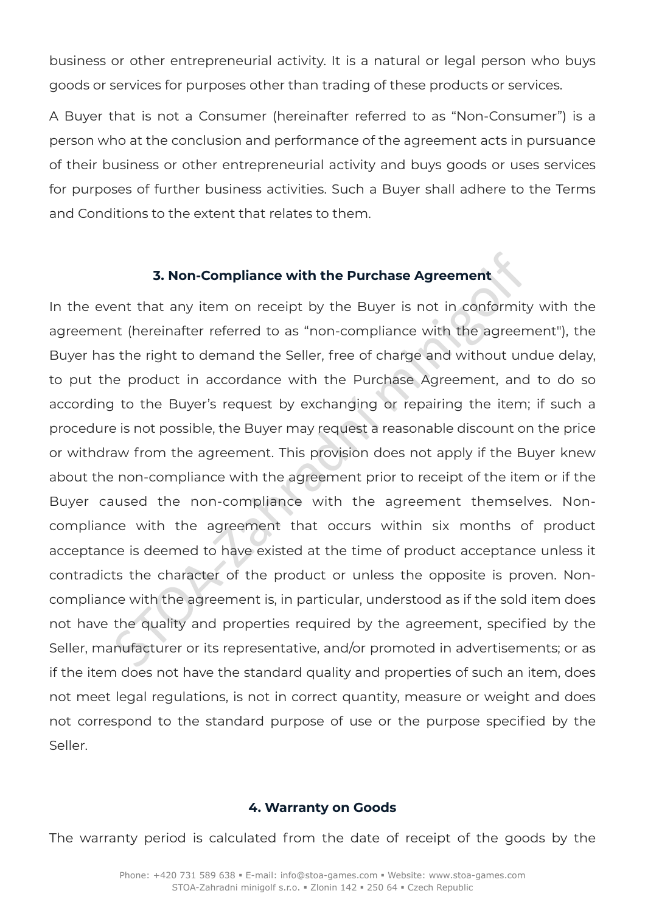business or other entrepreneurial activity. It is a natural or legal person who buys goods or services for purposes other than trading of these products or services.

A Buyer that is not a Consumer (hereinafter referred to as "Non-Consumer") is a person who at the conclusion and performance of the agreement acts in pursuance of their business or other entrepreneurial activity and buys goods or uses services for purposes of further business activities. Such a Buyer shall adhere to the Terms and Conditions to the extent that relates to them.

### 3. Non-Compliance with the Purchase Agreement

In the event that any item on receipt by the Buyer is not in conformity with the agreement (hereinafter referred to as "non-compliance with the agreement"), the Buyer has the right to demand the Seller, free of charge and without undue delay, to put the product in accordance with the Purchase Agreement, and to do so according to the Buyer's request by exchanging or repairing the item; if such a procedure is not possible, the Buyer may request a reasonable discount on the price or withdraw from the agreement. This provision does not apply if the Buyer knew about the non-compliance with the agreement prior to receipt of the item or if the Buyer caused the non-compliance with the agreement themselves. Non-compliance with the agreement that occurs within six months of product acceptance is deemed to have existed at the time of product acceptance unless it contradicts the character of the product or unless the opposite is proven. Non-compliance with the agreement is, in particular, understood as if the sold item does not have the quality and properties required by the agreement, specified by the Seller, manufacturer or its representative, and/or promoted in advertisements; or as if the item does not have the standard quality and properties of such an item, does not meet legal regulations, is not in correct quantity, measure or weight and does not correspond to the standard purpose of use or the purpose specified by the Seller.

### 4. Warranty on Goods

The warranty period is calculated from the date of receipt of the goods by the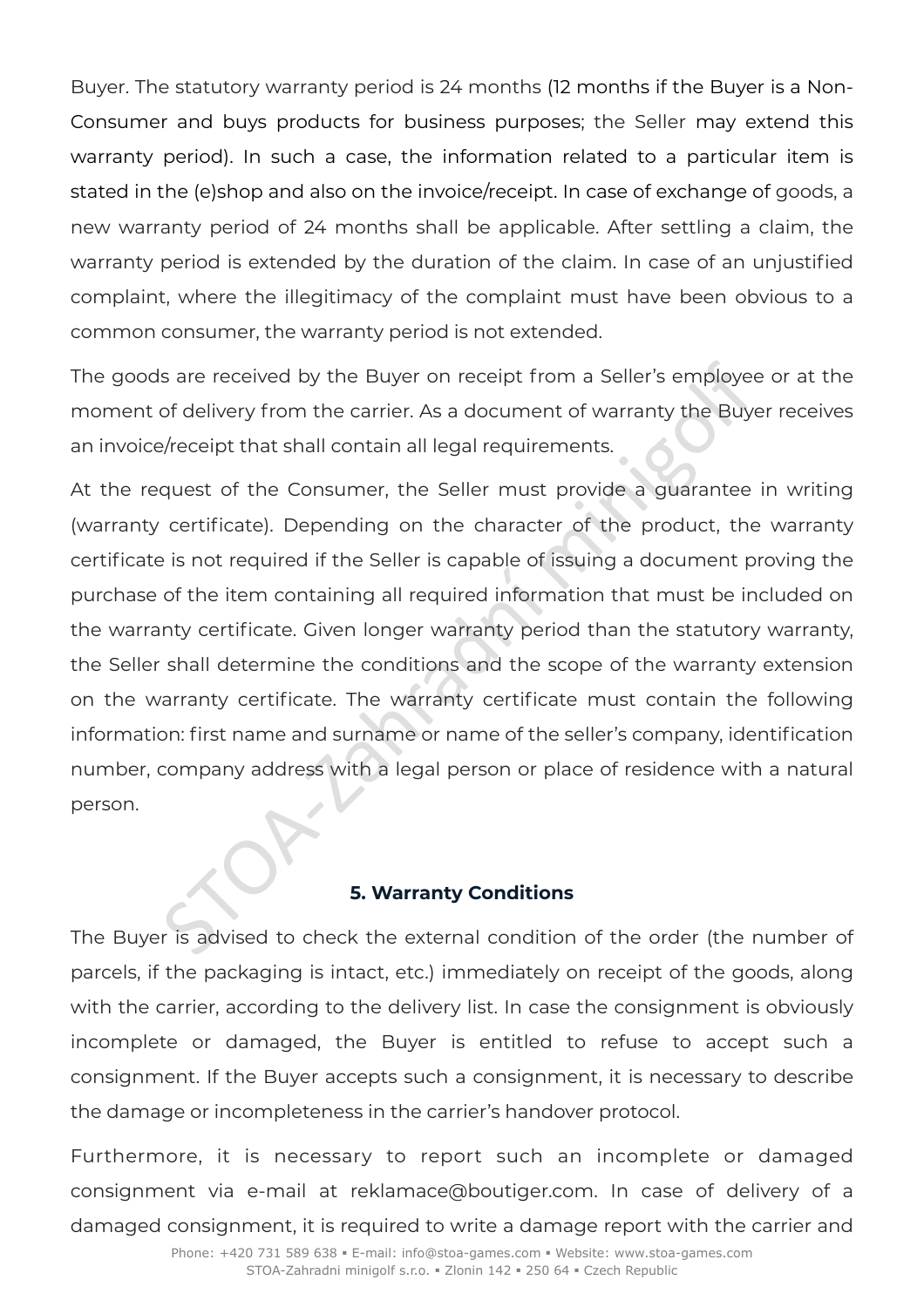Buyer. The statutory warranty period is 24 months (12 months if the Buyer is a Non-Consumer and buys products for business purposes; the Seller may extend this warranty period). In such a case, the information related to a particular item is stated in the (e)shop and also on the invoice/receipt. In case of exchange of goods, a new warranty period of 24 months shall be applicable. After settling a claim, the warranty period is extended by the duration of the claim. In case of an unjustified complaint, where the illegitimacy of the complaint must have been obvious to a common consumer, the warranty period is not extended.

The goods are received by the Buyer on receipt from a Seller's employee or at the moment of delivery from the carrier. As a document of warranty the Buyer receives an invoice/receipt that shall contain all legal requirements.

At the request of the Consumer, the Seller must provide a guarantee in writing (warranty certificate). Depending on the character of the product, the warranty certificate is not required if the Seller is capable of issuing a document proving the purchase of the item containing all required information that must be included on the warranty certificate. Given longer warranty period than the statutory warranty, the Seller shall determine the conditions and the scope of the warranty extension on the warranty certificate. The warranty certificate must contain the following information: first name and surname or name of the seller's company, identification number, company address with a legal person or place of residence with a natural person.

## 5. Warranty Conditions

The Buyer is advised to check the external condition of the order (the number of parcels, if the packaging is intact, etc.) immediately on receipt of the goods, along with the carrier, according to the delivery list. In case the consignment is obviously incomplete or damaged, the Buyer is entitled to refuse to accept such a consignment. If the Buyer accepts such a consignment, it is necessary to describe the damage or incompleteness in the carrier's handover protocol.

Furthermore, it is necessary to report such an incomplete or damaged consignment via e-mail at reklamace@boutiger.com. In case of delivery of a damaged consignment, it is required to write a damage report with the carrier and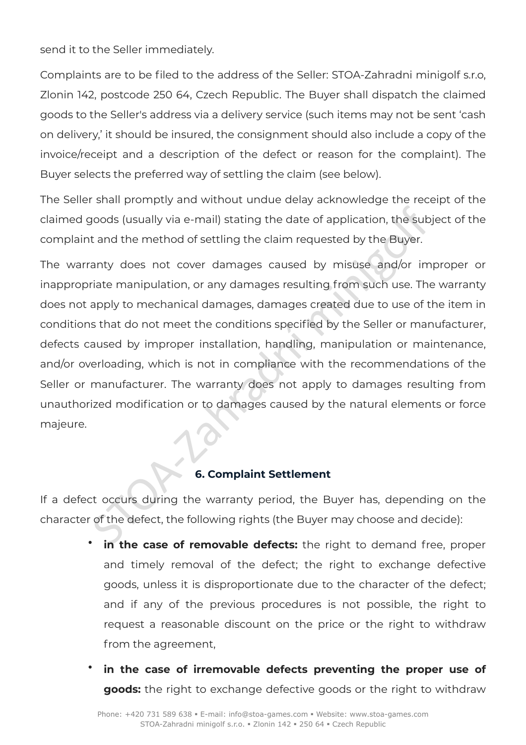send it to the Seller immediately.

Complaints are to be filed to the address of the Seller: STOA-Zahradni minigolf s.r.o, Zlonin 142, postcode 250 64, Czech Republic. The Buyer shall dispatch the claimed goods to the Seller's address via a delivery service (such items may not be sent 'cash on delivery,' it should be insured, the consignment should also include a copy of the invoice/receipt and a description of the defect or reason for the complaint). The Buyer selects the preferred way of settling the claim (see below).

The Seller shall promptly and without undue delay acknowledge the receipt of the claimed goods (usually via e-mail) stating the date of application, the subject of the complaint and the method of settling the claim requested by the Buyer.

The warranty does not cover damages caused by misuse and/or improper or inappropriate manipulation, or any damages resulting from such use. The warranty does not apply to mechanical damages, damages created due to use of the item in conditions that do not meet the conditions specified by the Seller or manufacturer, defects caused by improper installation, handling, manipulation or maintenance, and/or overloading, which is not in compliance with the recommendations of the Seller or manufacturer. The warranty does not apply to damages resulting from unauthorized modification or to damages caused by the natural elements or force majeure.

## 6. Complaint Settlement

If a defect occurs during the warranty period, the Buyer has, depending on the character of the defect, the following rights (the Buyer may choose and decide):

- **in the case of removable defects:** the right to demand free, proper and timely removal of the defect; the right to exchange defective goods, unless it is disproportionate due to the character of the defect; and if any of the previous procedures is not possible, the right to request a reasonable discount on the price or the right to withdraw from the agreement,
- **in the case of irremovable defects preventing the proper use of goods:** the right to exchange defective goods or the right to withdraw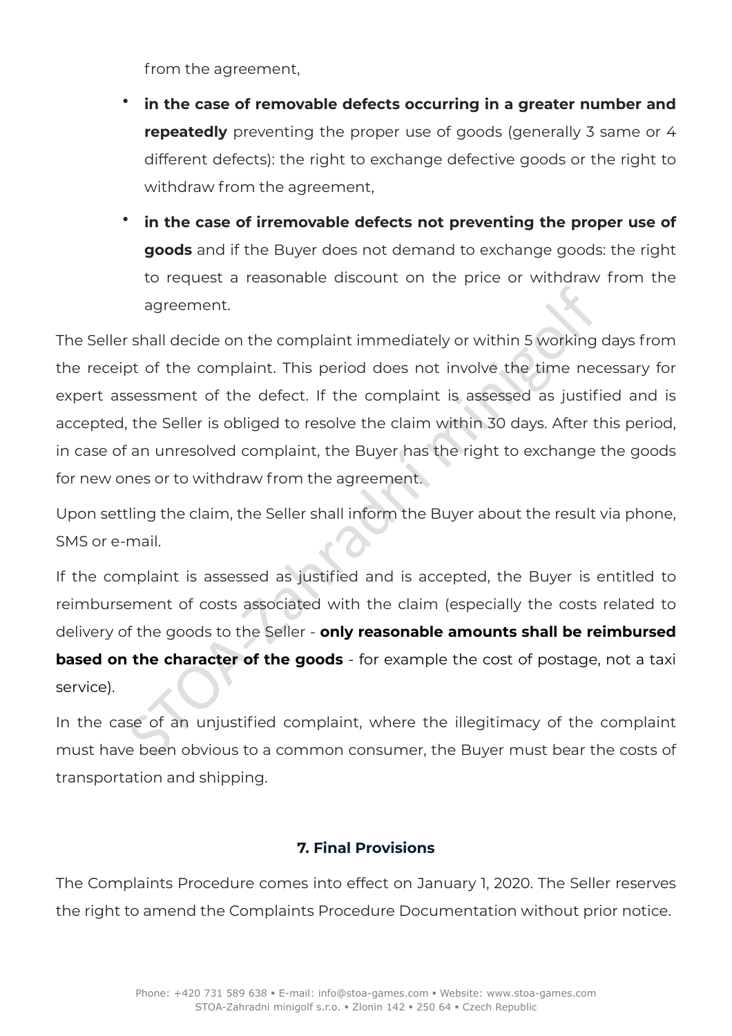from the agreement,

- **in the case of removable defects occurring in a greater number and repeatedly** preventing the proper use of goods (generally 3 same or 4 different defects): the right to exchange defective goods or the right to withdraw from the agreement,
- **in the case of irremovable defects not preventing the proper use of goods** and if the Buyer does not demand to exchange goods: the right to request a reasonable discount on the price or withdraw from the agreement.

The Seller shall decide on the complaint immediately or within 5 working days from the receipt of the complaint. This period does not involve the time necessary for expert assessment of the defect. If the complaint is assessed as justified and is accepted, the Seller is obliged to resolve the claim within 30 days. After this period, in case of an unresolved complaint, the Buyer has the right to exchange the goods for new ones or to withdraw from the agreement.

Upon settling the claim, the Seller shall inform the Buyer about the result via phone, SMS or e-mail.

If the complaint is assessed as justified and is accepted, the Buyer is entitled to reimbursement of costs associated with the claim (especially the costs related to delivery of the goods to the Seller - **only reasonable amounts shall be reimbursed based on the character of the goods** - for example the cost of postage, not a taxi service).

In the case of an unjustified complaint, where the illegitimacy of the complaint must have been obvious to a common consumer, the Buyer must bear the costs of transportation and shipping.

## 7. Final Provisions

The Complaints Procedure comes into effect on January 1, 2020. The Seller reserves the right to amend the Complaints Procedure Documentation without prior notice.